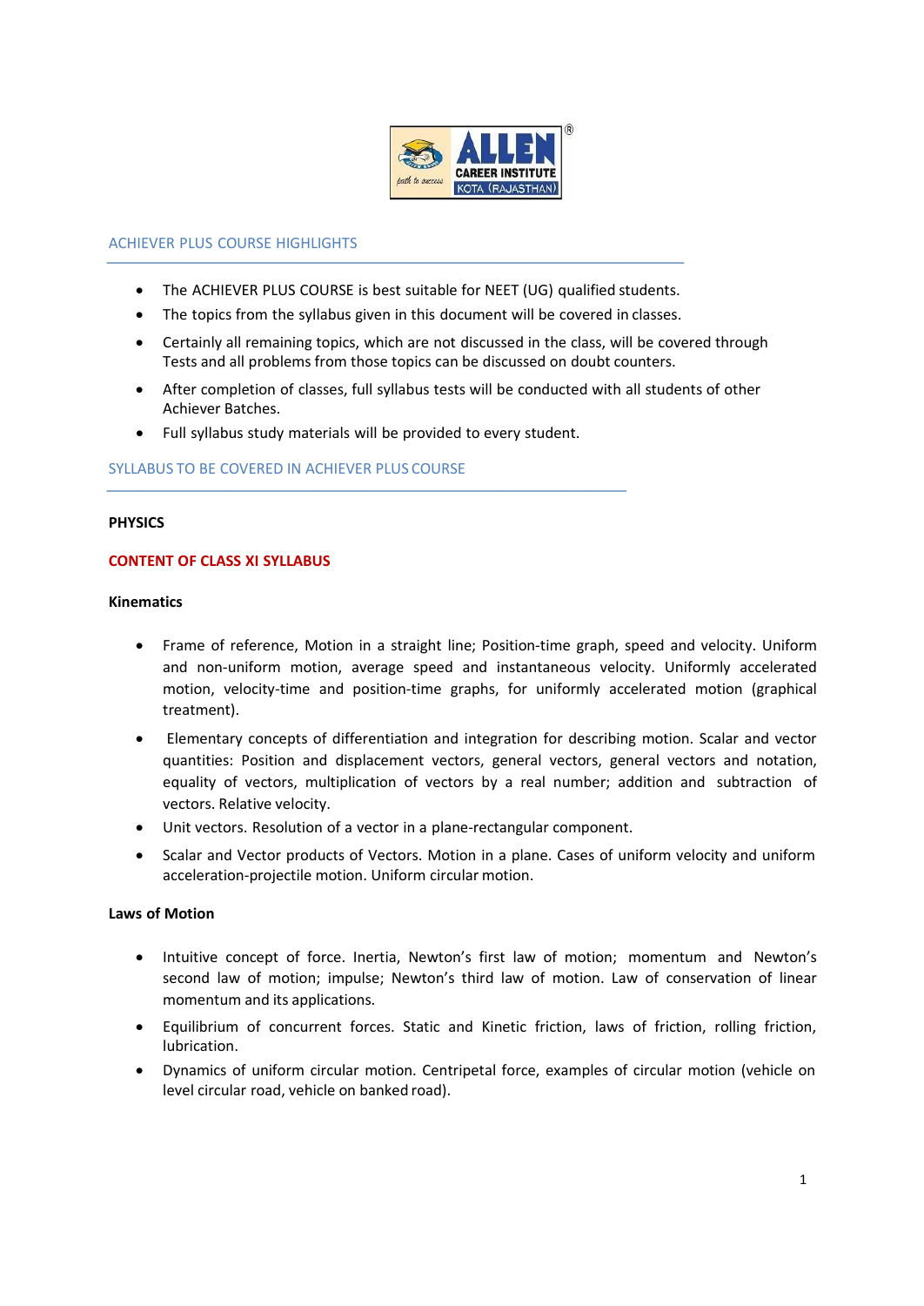## ACHIEVER PLUS COURSE HIGHLIGHTS

- The ACHIEVER PLUS COURSE is best suitable for NEET (UG) qualified students.
- The topics from the syllabus given in this document will be covered in classes.
- Certainly all remaining topics, which are not discussed in the class, will be covered through Tests and all problems from those topics can be discussed on doubt counters.
- After completion of classes, full syllabus tests will be conducted with all students of other Achiever Batches.
- Full syllabus study materials will be provided to every student.

## SYLLABUS TO BE COVERED IN ACHIEVER PLUS COURSE

### PHYSICS

### CONTENT OF CLASS XI SYLLABUS

#### Kinematics

- Frame of reference, Motion in a straight line; Position-time graph, speed and velocity. Uniform and non-uniform motion, average speed and instantaneous velocity. Uniformly accelerated motion, velocity-time and position-time graphs, for uniformly accelerated motion (graphical treatment).
- Elementary concepts of differentiation and integration for describing motion. Scalar and vector quantities: Position and displacement vectors, general vectors, general vectors and notation, equality of vectors, multiplication of vectors by a real number; addition and subtraction of vectors. Relative velocity.
- Unit vectors. Resolution of a vector in a plane-rectangular component.
- Scalar and Vector products of Vectors. Motion in a plane. Cases of uniform velocity and uniform acceleration-projectile motion. Uniform circular motion.

#### Laws of Motion

- Intuitive concept of force. Inertia, Newton's first law of motion; momentum and Newton's second law of motion; impulse; Newton's third law of motion. Law of conservation of linear momentum and its applications.
- Equilibrium of concurrent forces. Static and Kinetic friction, laws of friction, rolling friction, lubrication.
- Dynamics of uniform circular motion. Centripetal force, examples of circular motion (vehicle on level circular road, vehicle on banked road).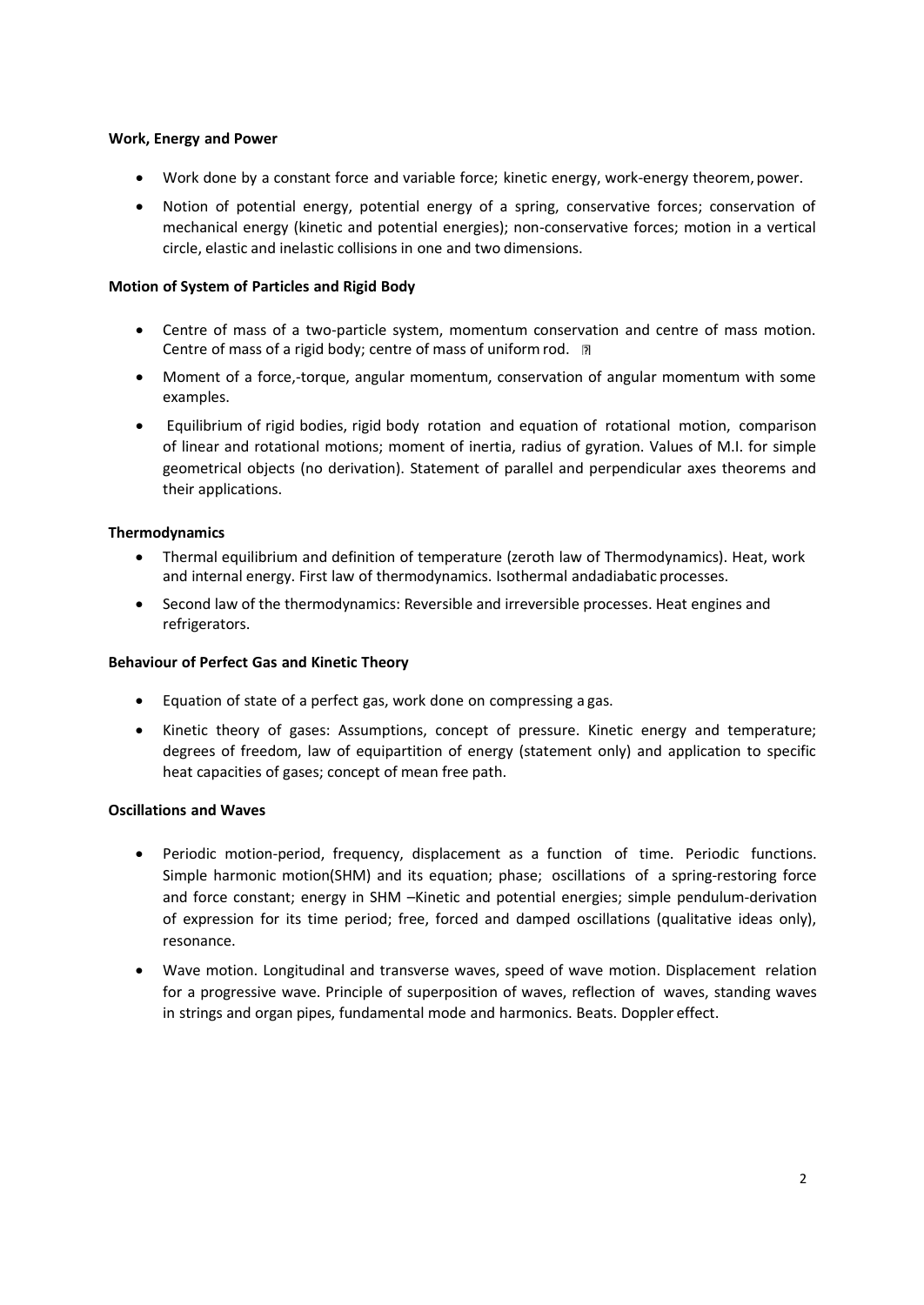**Work, Energy and Power**

- Work done by a constant force and variable force; kinetic energy, work-energy theorem, power.
- Notion of potential energy, potential energy of a spring, conservative forces; conservation of mechanical energy (kinetic and potential energies); non-conservative forces; motion in a vertical circle, elastic and inelastic collisions in one and two dimensions.

**Motion of System of Particles and Rigid Body**

- Centre of mass of a two-particle system, momentum conservation and centre of mass motion. Centre of mass of a rigid body; centre of mass of uniform rod.
- Moment of a force,-torque, angular momentum, conservation of angular momentum with some examples.
- Equilibrium of rigid bodies, rigid body rotation and equation of rotational motion, comparison of linear and rotational motions; moment of inertia, radius of gyration. Values of M.I. for simple geometrical objects (no derivation). Statement of parallel and perpendicular axes theorems and their applications.

**Thermodynamics**

- Thermal equilibrium and definition of temperature (zeroth law of Thermodynamics). Heat, work and internal energy. First law of thermodynamics. Isothermal andadiabatic processes.
- Second law of the thermodynamics: Reversible and irreversible processes. Heat engines and refrigerators.

**Behaviour of Perfect Gas and Kinetic Theory**

- Equation of state of a perfect gas, work done on compressing a gas.
- Kinetic theory of gases: Assumptions, concept of pressure. Kinetic energy and temperature; degrees of freedom, law of equipartition of energy (statement only) and application to specific heat capacities of gases; concept of mean free path.

**Oscillations and Waves**

- Periodic motion-period, frequency, displacement as a function of time. Periodic functions. Simple harmonic motion(SHM) and its equation; phase; oscillations of a spring-restoring force and force constant; energy in SHM –Kinetic and potential energies; simple pendulum-derivation of expression for its time period; free, forced and damped oscillations (qualitative ideas only), resonance.
- Wave motion. Longitudinal and transverse waves, speed of wave motion. Displacement relation for a progressive wave. Principle of superposition of waves, reflection of waves, standing waves in strings and organ pipes, fundamental mode and harmonics. Beats. Doppler effect.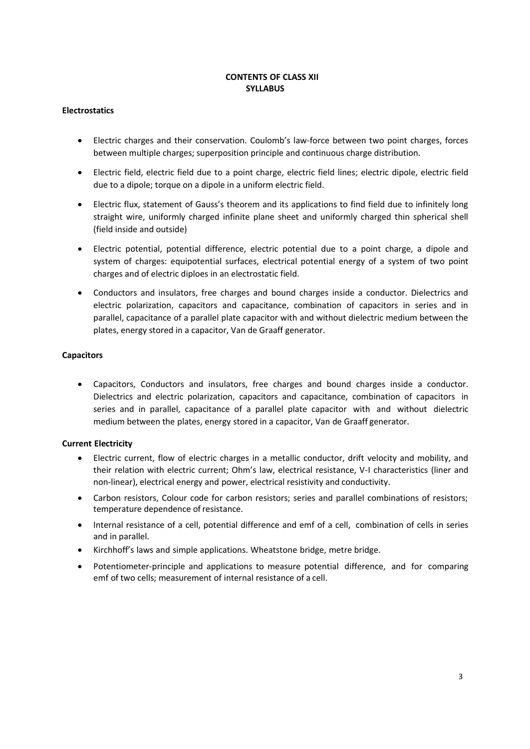# CONTENTS OF CLASS XII SYLLABUS

**Electrostatics**

- Electric charges and their conservation. Coulomb's law-force between two point charges, forces between multiple charges; superposition principle and continuous charge distribution.
- Electric field, electric field due to a point charge, electric field lines; electric dipole, electric field due to a dipole; torque on a dipole in a uniform electric field.
- Electric flux, statement of Gauss's theorem and its applications to find field due to infinitely long straight wire, uniformly charged infinite plane sheet and uniformly charged thin spherical shell (field inside and outside)
- Electric potential, potential difference, electric potential due to a point charge, a dipole and system of charges: equipotential surfaces, electrical potential energy of a system of two point charges and of electric diploes in an electrostatic field.
- Conductors and insulators, free charges and bound charges inside a conductor. Dielectrics and electric polarization, capacitors and capacitance, combination of capacitors in series and in parallel, capacitance of a parallel plate capacitor with and without dielectric medium between the plates, energy stored in a capacitor, Van de Graaff generator.

**Capacitors**

- Capacitors, Conductors and insulators, free charges and bound charges inside a conductor. Dielectrics and electric polarization, capacitors and capacitance, combination of capacitors in series and in parallel, capacitance of a parallel plate capacitor with and without dielectric medium between the plates, energy stored in a capacitor, Van de Graaff generator.

**Current Electricity**

- Electric current, flow of electric charges in a metallic conductor, drift velocity and mobility, and their relation with electric current; Ohm's law, electrical resistance, V-I characteristics (liner and non-linear), electrical energy and power, electrical resistivity and conductivity.
- Carbon resistors, Colour code for carbon resistors; series and parallel combinations of resistors; temperature dependence of resistance.
- Internal resistance of a cell, potential difference and emf of a cell, combination of cells in series and in parallel.
- Kirchhoff's laws and simple applications. Wheatstone bridge, metre bridge.
- Potentiometer-principle and applications to measure potential difference, and for comparing emf of two cells; measurement of internal resistance of a cell.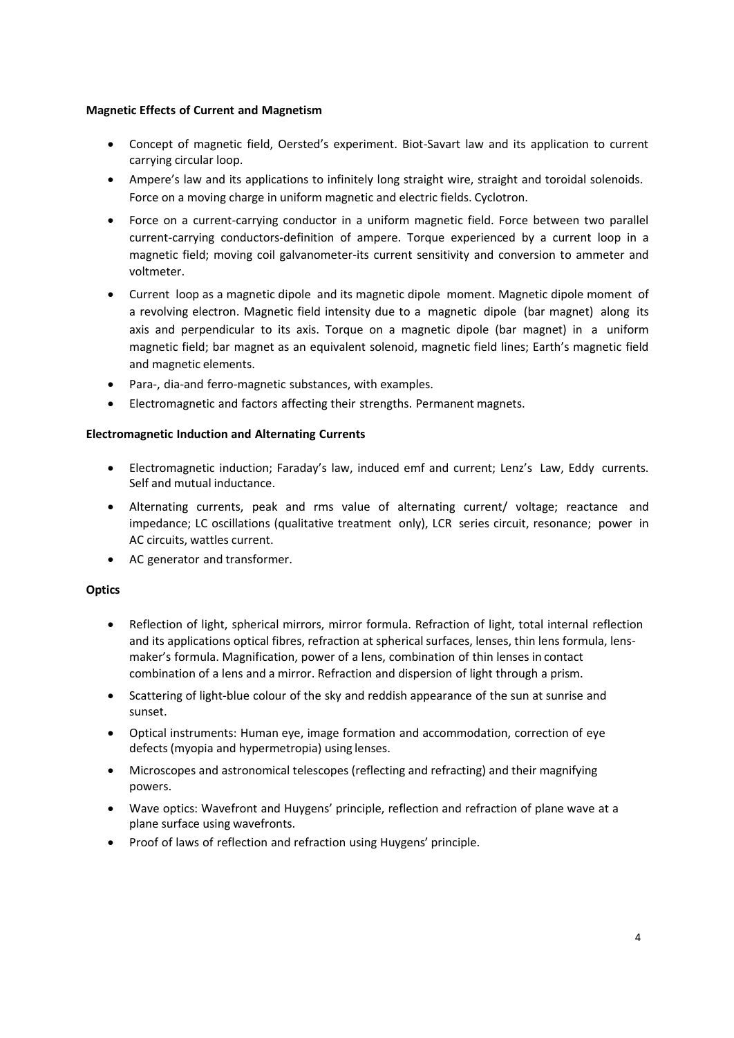**Magnetic Effects of Current and Magnetism**

- Concept of magnetic field, Oersted's experiment. Biot-Savart law and its application to current carrying circular loop.
- Ampere's law and its applications to infinitely long straight wire, straight and toroidal solenoids. Force on a moving charge in uniform magnetic and electric fields. Cyclotron.
- Force on a current-carrying conductor in a uniform magnetic field. Force between two parallel current-carrying conductors-definition of ampere. Torque experienced by a current loop in a magnetic field; moving coil galvanometer-its current sensitivity and conversion to ammeter and voltmeter.
- Current loop as a magnetic dipole and its magnetic dipole moment. Magnetic dipole moment of a revolving electron. Magnetic field intensity due to a magnetic dipole (bar magnet) along its axis and perpendicular to its axis. Torque on a magnetic dipole (bar magnet) in a uniform magnetic field; bar magnet as an equivalent solenoid, magnetic field lines; Earth's magnetic field and magnetic elements.
- Para-, dia-and ferro-magnetic substances, with examples.
- Electromagnetic and factors affecting their strengths. Permanent magnets.

**Electromagnetic Induction and Alternating Currents**

- Electromagnetic induction; Faraday's law, induced emf and current; Lenz's Law, Eddy currents. Self and mutual inductance.
- Alternating currents, peak and rms value of alternating current/ voltage; reactance and impedance; LC oscillations (qualitative treatment only), LCR series circuit, resonance; power in AC circuits, wattles current.
- AC generator and transformer.

**Optics**

- Reflection of light, spherical mirrors, mirror formula. Refraction of light, total internal reflection and its applications optical fibres, refraction at spherical surfaces, lenses, thin lens formula, lens-maker's formula. Magnification, power of a lens, combination of thin lenses in contact combination of a lens and a mirror. Refraction and dispersion of light through a prism.
- Scattering of light-blue colour of the sky and reddish appearance of the sun at sunrise and sunset.
- Optical instruments: Human eye, image formation and accommodation, correction of eye defects (myopia and hypermetropia) using lenses.
- Microscopes and astronomical telescopes (reflecting and refracting) and their magnifying powers.
- Wave optics: Wavefront and Huygens' principle, reflection and refraction of plane wave at a plane surface using wavefronts.
- Proof of laws of reflection and refraction using Huygens' principle.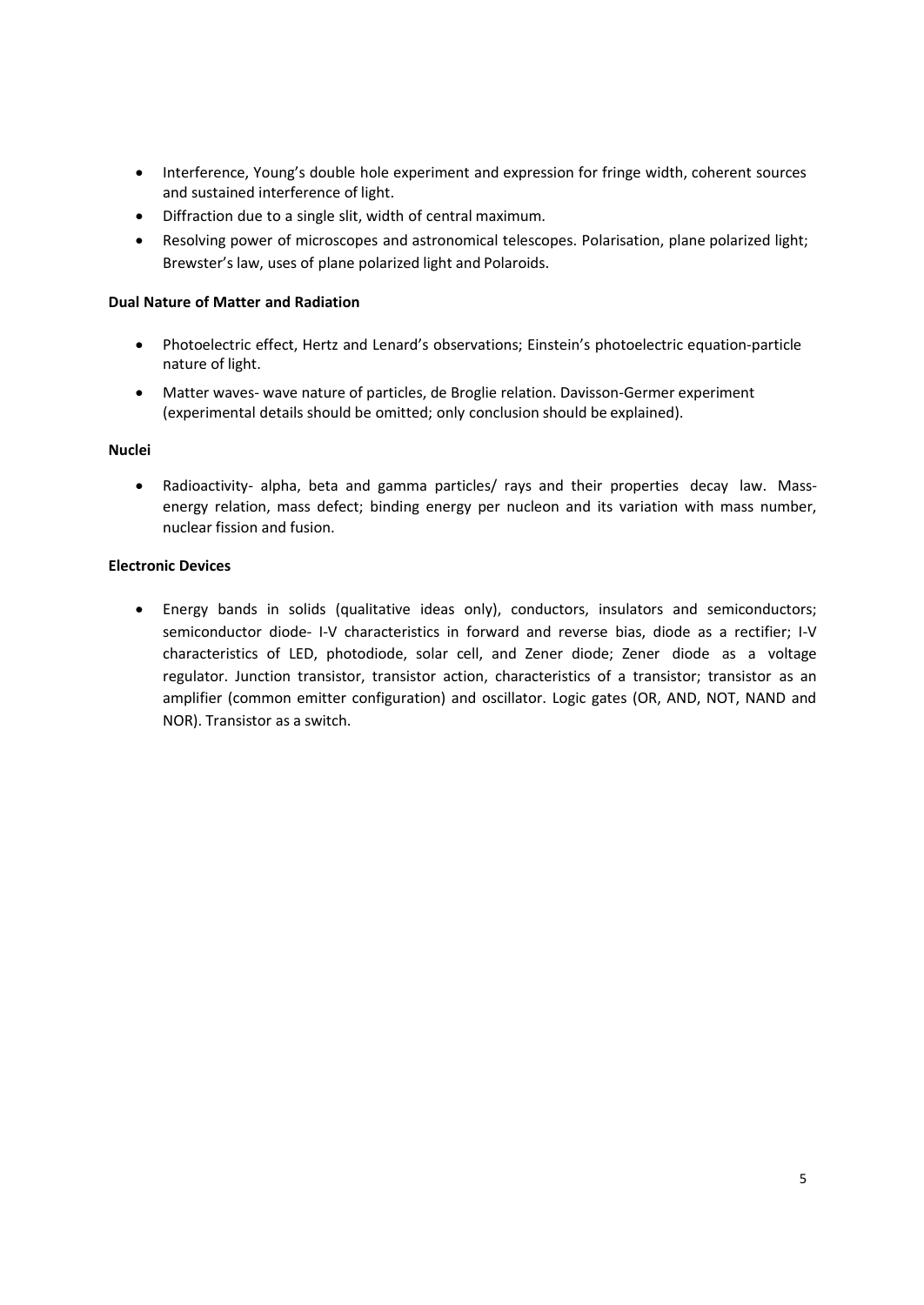- Interference, Young's double hole experiment and expression for fringe width, coherent sources and sustained interference of light.
- Diffraction due to a single slit, width of central maximum.
- Resolving power of microscopes and astronomical telescopes. Polarisation, plane polarized light; Brewster's law, uses of plane polarized light and Polaroids.

**Dual Nature of Matter and Radiation**

- Photoelectric effect, Hertz and Lenard's observations; Einstein's photoelectric equation-particle nature of light.
- Matter waves- wave nature of particles, de Broglie relation. Davisson-Germer experiment (experimental details should be omitted; only conclusion should be explained).

**Nuclei**

- Radioactivity- alpha, beta and gamma particles/ rays and their properties decay law. Mass-energy relation, mass defect; binding energy per nucleon and its variation with mass number, nuclear fission and fusion.

**Electronic Devices**

- Energy bands in solids (qualitative ideas only), conductors, insulators and semiconductors; semiconductor diode- I-V characteristics in forward and reverse bias, diode as a rectifier; I-V characteristics of LED, photodiode, solar cell, and Zener diode; Zener diode as a voltage regulator. Junction transistor, transistor action, characteristics of a transistor; transistor as an amplifier (common emitter configuration) and oscillator. Logic gates (OR, AND, NOT, NAND and NOR). Transistor as a switch.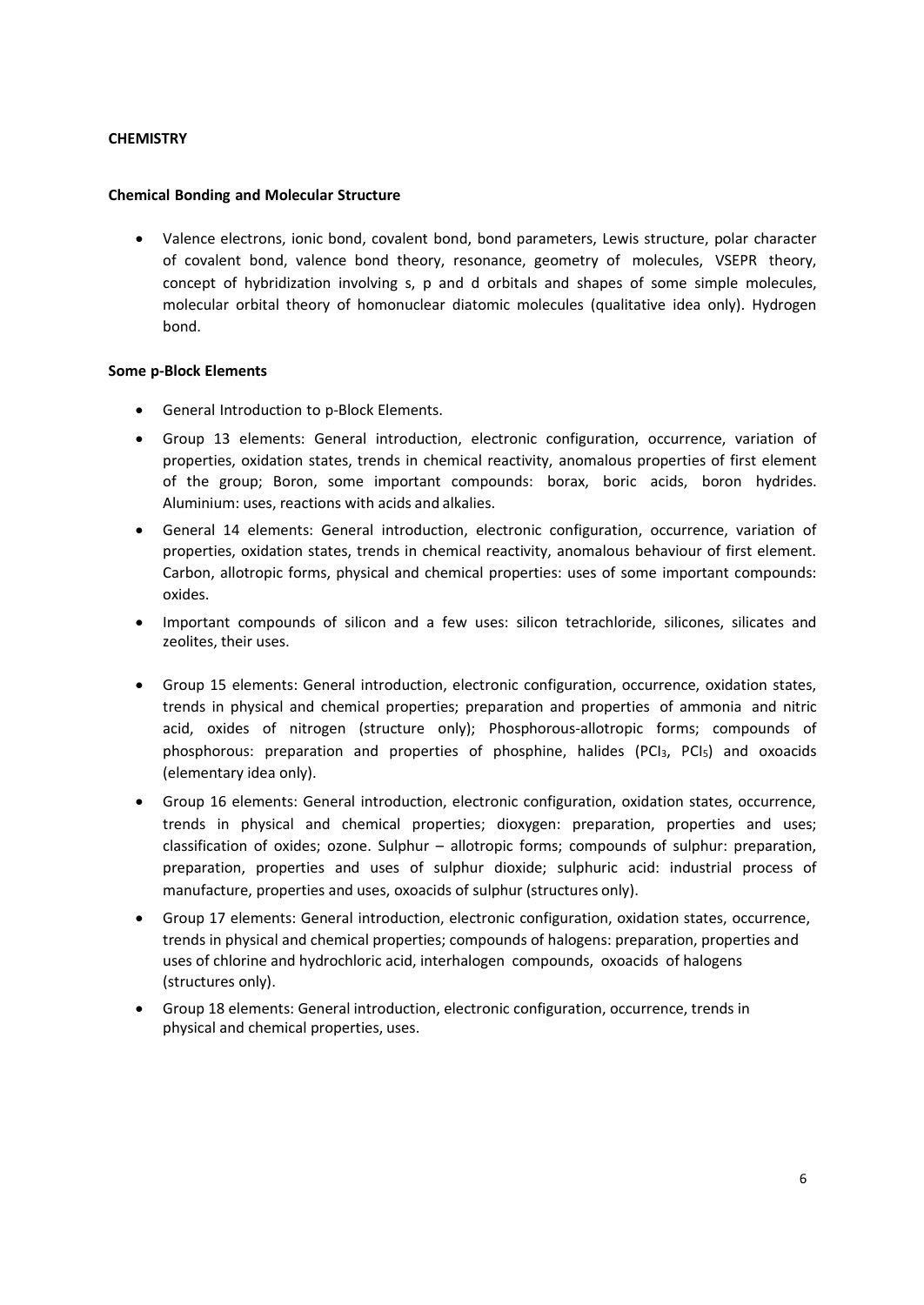**CHEMISTRY**

**Chemical Bonding and Molecular Structure**

- Valence electrons, ionic bond, covalent bond, bond parameters, Lewis structure, polar character of covalent bond, valence bond theory, resonance, geometry of molecules, VSEPR theory, concept of hybridization involving s, p and d orbitals and shapes of some simple molecules, molecular orbital theory of homonuclear diatomic molecules (qualitative idea only). Hydrogen bond.

**Some p-Block Elements**

- General Introduction to p-Block Elements.
- Group 13 elements: General introduction, electronic configuration, occurrence, variation of properties, oxidation states, trends in chemical reactivity, anomalous properties of first element of the group; Boron, some important compounds: borax, boric acids, boron hydrides. Aluminium: uses, reactions with acids and alkalies.
- General 14 elements: General introduction, electronic configuration, occurrence, variation of properties, oxidation states, trends in chemical reactivity, anomalous behaviour of first element. Carbon, allotropic forms, physical and chemical properties: uses of some important compounds: oxides.
- Important compounds of silicon and a few uses: silicon tetrachloride, silicones, silicates and zeolites, their uses.
- Group 15 elements: General introduction, electronic configuration, occurrence, oxidation states, trends in physical and chemical properties; preparation and properties of ammonia and nitric acid, oxides of nitrogen (structure only); Phosphorous-allotropic forms; compounds of phosphorous: preparation and properties of phosphine, halides ($PCl_3$, $PCl_5$) and oxoacids (elementary idea only).
- Group 16 elements: General introduction, electronic configuration, oxidation states, occurrence, trends in physical and chemical properties; dioxygen: preparation, properties and uses; classification of oxides; ozone. Sulphur – allotropic forms; compounds of sulphur: preparation, preparation, properties and uses of sulphur dioxide; sulphuric acid: industrial process of manufacture, properties and uses, oxoacids of sulphur (structures only).
- Group 17 elements: General introduction, electronic configuration, oxidation states, occurrence, trends in physical and chemical properties; compounds of halogens: preparation, properties and uses of chlorine and hydrochloric acid, interhalogen compounds, oxoacids of halogens (structures only).
- Group 18 elements: General introduction, electronic configuration, occurrence, trends in physical and chemical properties, uses.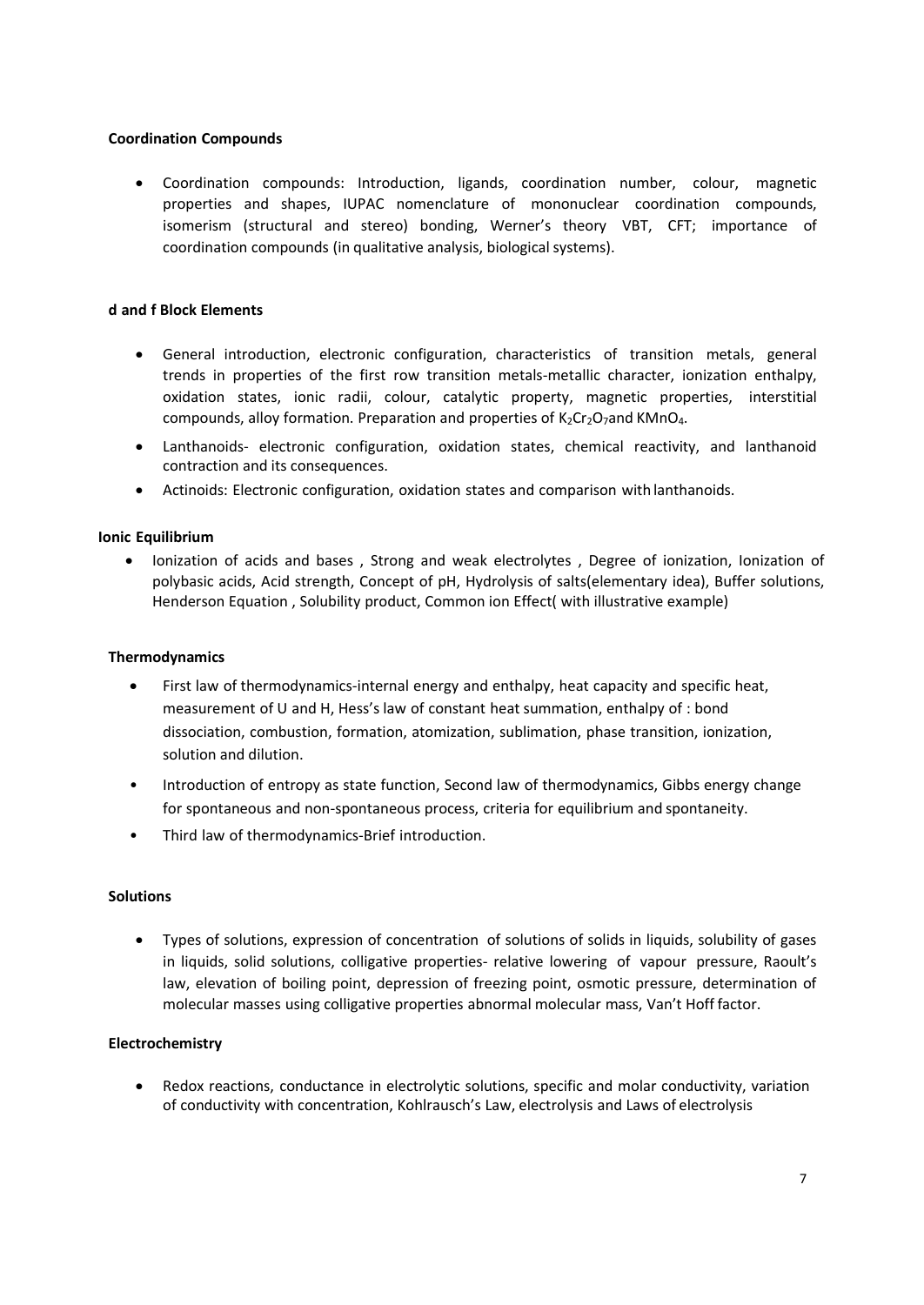### Coordination Compounds

- Coordination compounds: Introduction, ligands, coordination number, colour, magnetic properties and shapes, IUPAC nomenclature of mononuclear coordination compounds, isomerism (structural and stereo) bonding, Werner's theory VBT, CFT; importance of coordination compounds (in qualitative analysis, biological systems).

### d and f Block Elements

- General introduction, electronic configuration, characteristics of transition metals, general trends in properties of the first row transition metals-metallic character, ionization enthalpy, oxidation states, ionic radii, colour, catalytic property, magnetic properties, interstitial compounds, alloy formation. Preparation and properties of $K_2Cr_2O_7$and $KMnO_4$.
- Lanthanoids- electronic configuration, oxidation states, chemical reactivity, and lanthanoid contraction and its consequences.
- Actinoids: Electronic configuration, oxidation states and comparison with lanthanoids.

### Ionic Equilibrium

- Ionization of acids and bases , Strong and weak electrolytes , Degree of ionization, Ionization of polybasic acids, Acid strength, Concept of pH, Hydrolysis of salts(elementary idea), Buffer solutions, Henderson Equation , Solubility product, Common ion Effect( with illustrative example)

### Thermodynamics

- First law of thermodynamics-internal energy and enthalpy, heat capacity and specific heat, measurement of U and H, Hess's law of constant heat summation, enthalpy of : bond dissociation, combustion, formation, atomization, sublimation, phase transition, ionization, solution and dilution.
- Introduction of entropy as state function, Second law of thermodynamics, Gibbs energy change for spontaneous and non-spontaneous process, criteria for equilibrium and spontaneity.
- Third law of thermodynamics-Brief introduction.

### Solutions

- Types of solutions, expression of concentration of solutions of solids in liquids, solubility of gases in liquids, solid solutions, colligative properties- relative lowering of vapour pressure, Raoult's law, elevation of boiling point, depression of freezing point, osmotic pressure, determination of molecular masses using colligative properties abnormal molecular mass, Van't Hoff factor.

### Electrochemistry

- Redox reactions, conductance in electrolytic solutions, specific and molar conductivity, variation of conductivity with concentration, Kohlrausch's Law, electrolysis and Laws of electrolysis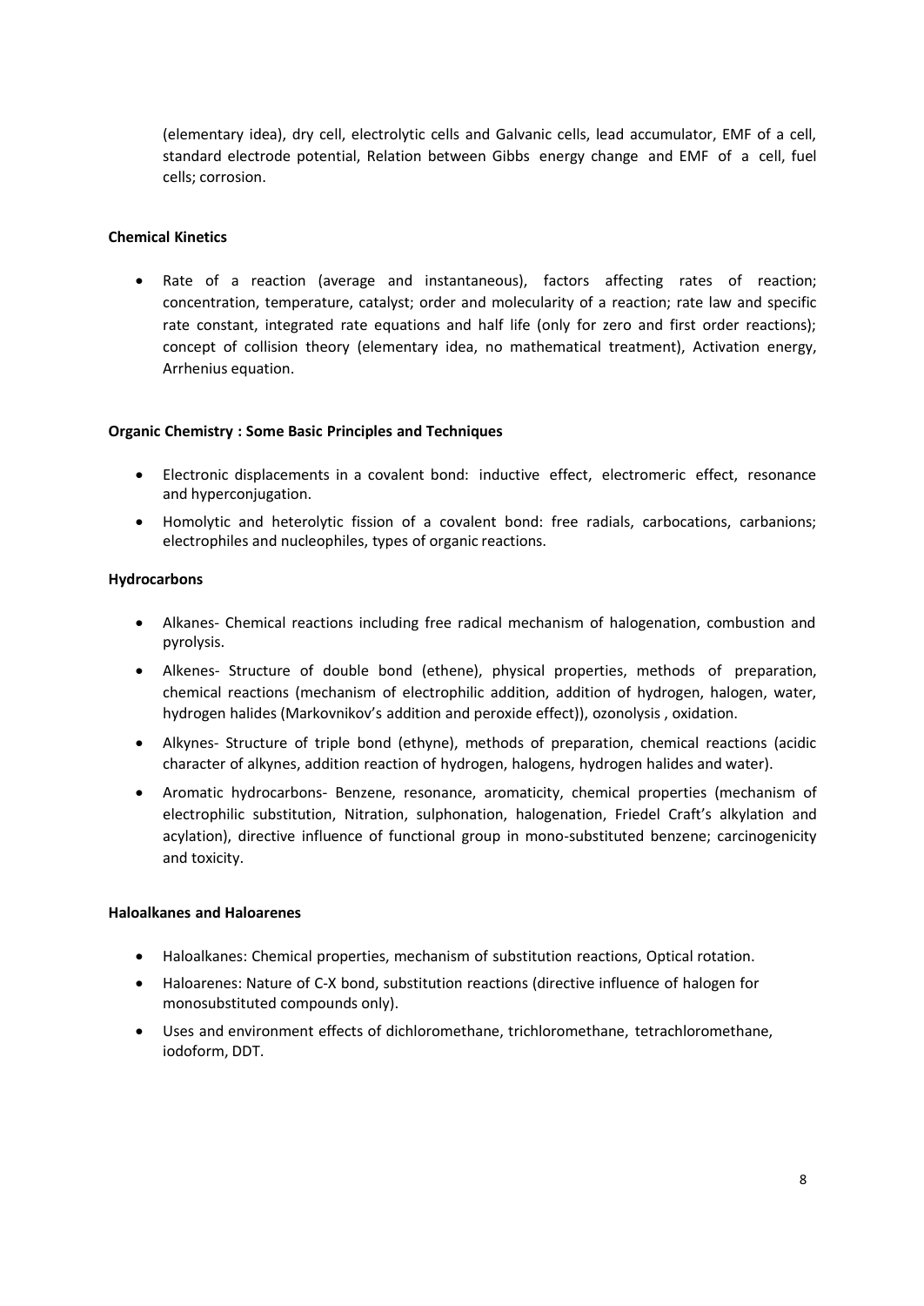(elementary idea), dry cell, electrolytic cells and Galvanic cells, lead accumulator, EMF of a cell, standard electrode potential, Relation between Gibbs energy change and EMF of a cell, fuel cells; corrosion.

**Chemical Kinetics**

- Rate of a reaction (average and instantaneous), factors affecting rates of reaction; concentration, temperature, catalyst; order and molecularity of a reaction; rate law and specific rate constant, integrated rate equations and half life (only for zero and first order reactions); concept of collision theory (elementary idea, no mathematical treatment), Activation energy, Arrhenius equation.

**Organic Chemistry : Some Basic Principles and Techniques**

- Electronic displacements in a covalent bond: inductive effect, electromeric effect, resonance and hyperconjugation.
- Homolytic and heterolytic fission of a covalent bond: free radials, carbocations, carbanions; electrophiles and nucleophiles, types of organic reactions.

**Hydrocarbons**

- Alkanes- Chemical reactions including free radical mechanism of halogenation, combustion and pyrolysis.
- Alkenes- Structure of double bond (ethene), physical properties, methods of preparation, chemical reactions (mechanism of electrophilic addition, addition of hydrogen, halogen, water, hydrogen halides (Markovnikov's addition and peroxide effect)), ozonolysis , oxidation.
- Alkynes- Structure of triple bond (ethyne), methods of preparation, chemical reactions (acidic character of alkynes, addition reaction of hydrogen, halogens, hydrogen halides and water).
- Aromatic hydrocarbons- Benzene, resonance, aromaticity, chemical properties (mechanism of electrophilic substitution, Nitration, sulphonation, halogenation, Friedel Craft's alkylation and acylation), directive influence of functional group in mono-substituted benzene; carcinogenicity and toxicity.

**Haloalkanes and Haloarenes**

- Haloalkanes: Chemical properties, mechanism of substitution reactions, Optical rotation.
- Haloarenes: Nature of C-X bond, substitution reactions (directive influence of halogen for monosubstituted compounds only).
- Uses and environment effects of dichloromethane, trichloromethane, tetrachloromethane, iodoform, DDT.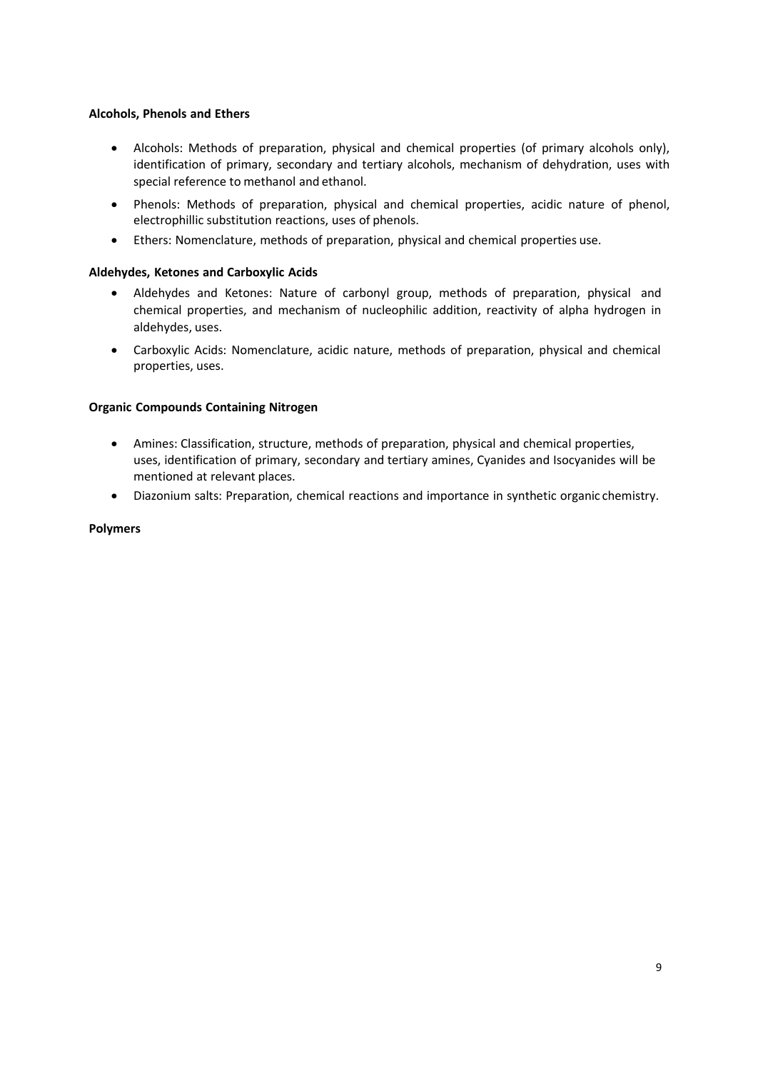**Alcohols, Phenols and Ethers**

- Alcohols: Methods of preparation, physical and chemical properties (of primary alcohols only), identification of primary, secondary and tertiary alcohols, mechanism of dehydration, uses with special reference to methanol and ethanol.
- Phenols: Methods of preparation, physical and chemical properties, acidic nature of phenol, electrophillic substitution reactions, uses of phenols.
- Ethers: Nomenclature, methods of preparation, physical and chemical properties use.

**Aldehydes, Ketones and Carboxylic Acids**

- Aldehydes and Ketones: Nature of carbonyl group, methods of preparation, physical and chemical properties, and mechanism of nucleophilic addition, reactivity of alpha hydrogen in aldehydes, uses.
- Carboxylic Acids: Nomenclature, acidic nature, methods of preparation, physical and chemical properties, uses.

**Organic Compounds Containing Nitrogen**

- Amines: Classification, structure, methods of preparation, physical and chemical properties, uses, identification of primary, secondary and tertiary amines, Cyanides and Isocyanides will be mentioned at relevant places.
- Diazonium salts: Preparation, chemical reactions and importance in synthetic organic chemistry.

**Polymers**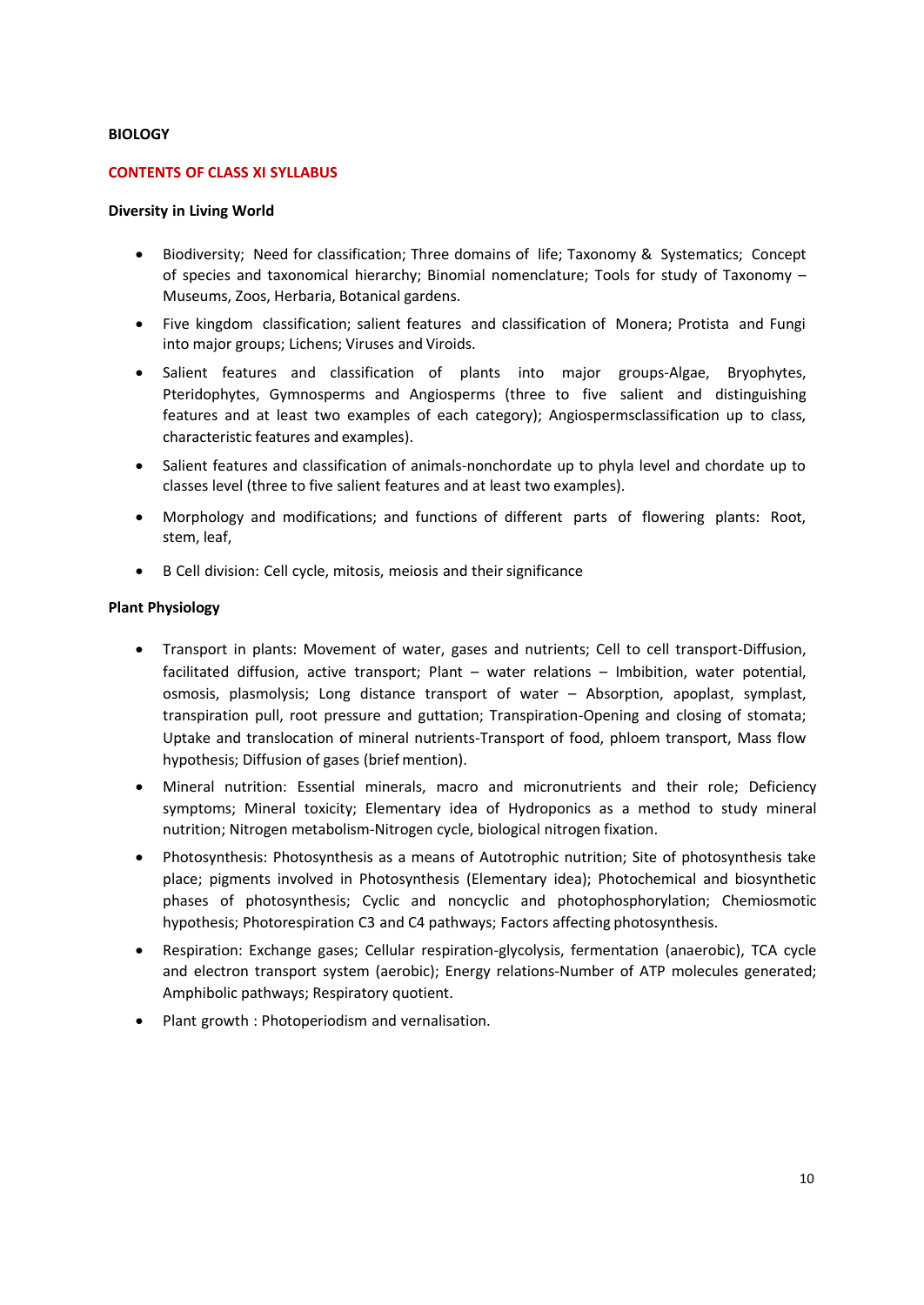**BIOLOGY**

**CONTENTS OF CLASS XI SYLLABUS**

**Diversity in Living World**

- Biodiversity; Need for classification; Three domains of life; Taxonomy & Systematics; Concept of species and taxonomical hierarchy; Binomial nomenclature; Tools for study of Taxonomy – Museums, Zoos, Herbaria, Botanical gardens.
- Five kingdom classification; salient features and classification of Monera; Protista and Fungi into major groups; Lichens; Viruses and Viroids.
- Salient features and classification of plants into major groups-Algae, Bryophytes, Pteridophytes, Gymnosperms and Angiosperms (three to five salient and distinguishing features and at least two examples of each category); Angiospermsclassification up to class, characteristic features and examples).
- Salient features and classification of animals-nonchordate up to phyla level and chordate up to classes level (three to five salient features and at least two examples).
- Morphology and modifications; and functions of different parts of flowering plants: Root, stem, leaf,
- B Cell division: Cell cycle, mitosis, meiosis and their significance

**Plant Physiology**

- Transport in plants: Movement of water, gases and nutrients; Cell to cell transport-Diffusion, facilitated diffusion, active transport; Plant – water relations – Imbibition, water potential, osmosis, plasmolysis; Long distance transport of water – Absorption, apoplast, symplast, transpiration pull, root pressure and guttation; Transpiration-Opening and closing of stomata; Uptake and translocation of mineral nutrients-Transport of food, phloem transport, Mass flow hypothesis; Diffusion of gases (brief mention).
- Mineral nutrition: Essential minerals, macro and micronutrients and their role; Deficiency symptoms; Mineral toxicity; Elementary idea of Hydroponics as a method to study mineral nutrition; Nitrogen metabolism-Nitrogen cycle, biological nitrogen fixation.
- Photosynthesis: Photosynthesis as a means of Autotrophic nutrition; Site of photosynthesis take place; pigments involved in Photosynthesis (Elementary idea); Photochemical and biosynthetic phases of photosynthesis; Cyclic and noncyclic and photophosphorylation; Chemiosmotic hypothesis; Photorespiration C3 and C4 pathways; Factors affecting photosynthesis.
- Respiration: Exchange gases; Cellular respiration-glycolysis, fermentation (anaerobic), TCA cycle and electron transport system (aerobic); Energy relations-Number of ATP molecules generated; Amphibolic pathways; Respiratory quotient.
- Plant growth : Photoperiodism and vernalisation.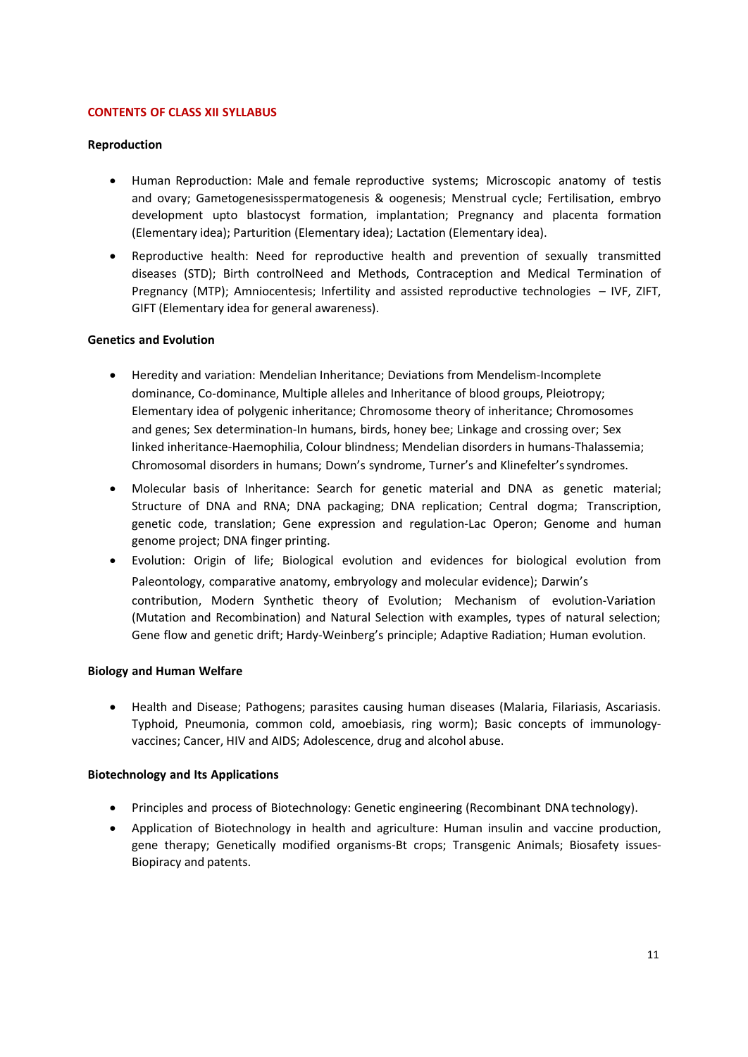## CONTENTS OF CLASS XII SYLLABUS

### Reproduction

- Human Reproduction: Male and female reproductive systems; Microscopic anatomy of testis and ovary; Gametogenesisspermatogenesis & oogenesis; Menstrual cycle; Fertilisation, embryo development upto blastocyst formation, implantation; Pregnancy and placenta formation (Elementary idea); Parturition (Elementary idea); Lactation (Elementary idea).
- Reproductive health: Need for reproductive health and prevention of sexually transmitted diseases (STD); Birth controlNeed and Methods, Contraception and Medical Termination of Pregnancy (MTP); Amniocentesis; Infertility and assisted reproductive technologies – IVF, ZIFT, GIFT (Elementary idea for general awareness).

### Genetics and Evolution

- Heredity and variation: Mendelian Inheritance; Deviations from Mendelism-Incomplete dominance, Co-dominance, Multiple alleles and Inheritance of blood groups, Pleiotropy; Elementary idea of polygenic inheritance; Chromosome theory of inheritance; Chromosomes and genes; Sex determination-In humans, birds, honey bee; Linkage and crossing over; Sex linked inheritance-Haemophilia, Colour blindness; Mendelian disorders in humans-Thalassemia; Chromosomal disorders in humans; Down's syndrome, Turner's and Klinefelter's syndromes.
- Molecular basis of Inheritance: Search for genetic material and DNA as genetic material; Structure of DNA and RNA; DNA packaging; DNA replication; Central dogma; Transcription, genetic code, translation; Gene expression and regulation-Lac Operon; Genome and human genome project; DNA finger printing.
- Evolution: Origin of life; Biological evolution and evidences for biological evolution from Paleontology, comparative anatomy, embryology and molecular evidence); Darwin's contribution, Modern Synthetic theory of Evolution; Mechanism of evolution-Variation (Mutation and Recombination) and Natural Selection with examples, types of natural selection; Gene flow and genetic drift; Hardy-Weinberg's principle; Adaptive Radiation; Human evolution.

### Biology and Human Welfare

- Health and Disease; Pathogens; parasites causing human diseases (Malaria, Filariasis, Ascariasis. Typhoid, Pneumonia, common cold, amoebiasis, ring worm); Basic concepts of immunology-vaccines; Cancer, HIV and AIDS; Adolescence, drug and alcohol abuse.

### Biotechnology and Its Applications

- Principles and process of Biotechnology: Genetic engineering (Recombinant DNA technology).
- Application of Biotechnology in health and agriculture: Human insulin and vaccine production, gene therapy; Genetically modified organisms-Bt crops; Transgenic Animals; Biosafety issues-Biopiracy and patents.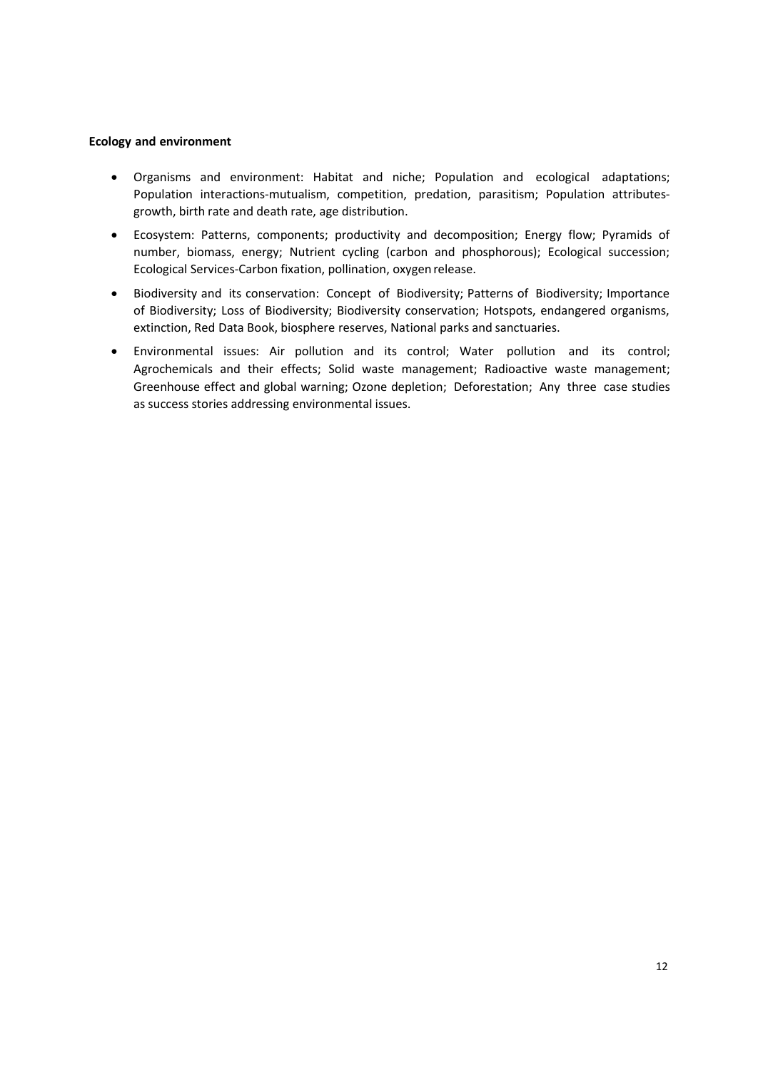**Ecology and environment**

- Organisms and environment: Habitat and niche; Population and ecological adaptations; Population interactions-mutualism, competition, predation, parasitism; Population attributes-growth, birth rate and death rate, age distribution.
- Ecosystem: Patterns, components; productivity and decomposition; Energy flow; Pyramids of number, biomass, energy; Nutrient cycling (carbon and phosphorous); Ecological succession; Ecological Services-Carbon fixation, pollination, oxygen release.
- Biodiversity and its conservation: Concept of Biodiversity; Patterns of Biodiversity; Importance of Biodiversity; Loss of Biodiversity; Biodiversity conservation; Hotspots, endangered organisms, extinction, Red Data Book, biosphere reserves, National parks and sanctuaries.
- Environmental issues: Air pollution and its control; Water pollution and its control; Agrochemicals and their effects; Solid waste management; Radioactive waste management; Greenhouse effect and global warning; Ozone depletion; Deforestation; Any three case studies as success stories addressing environmental issues.